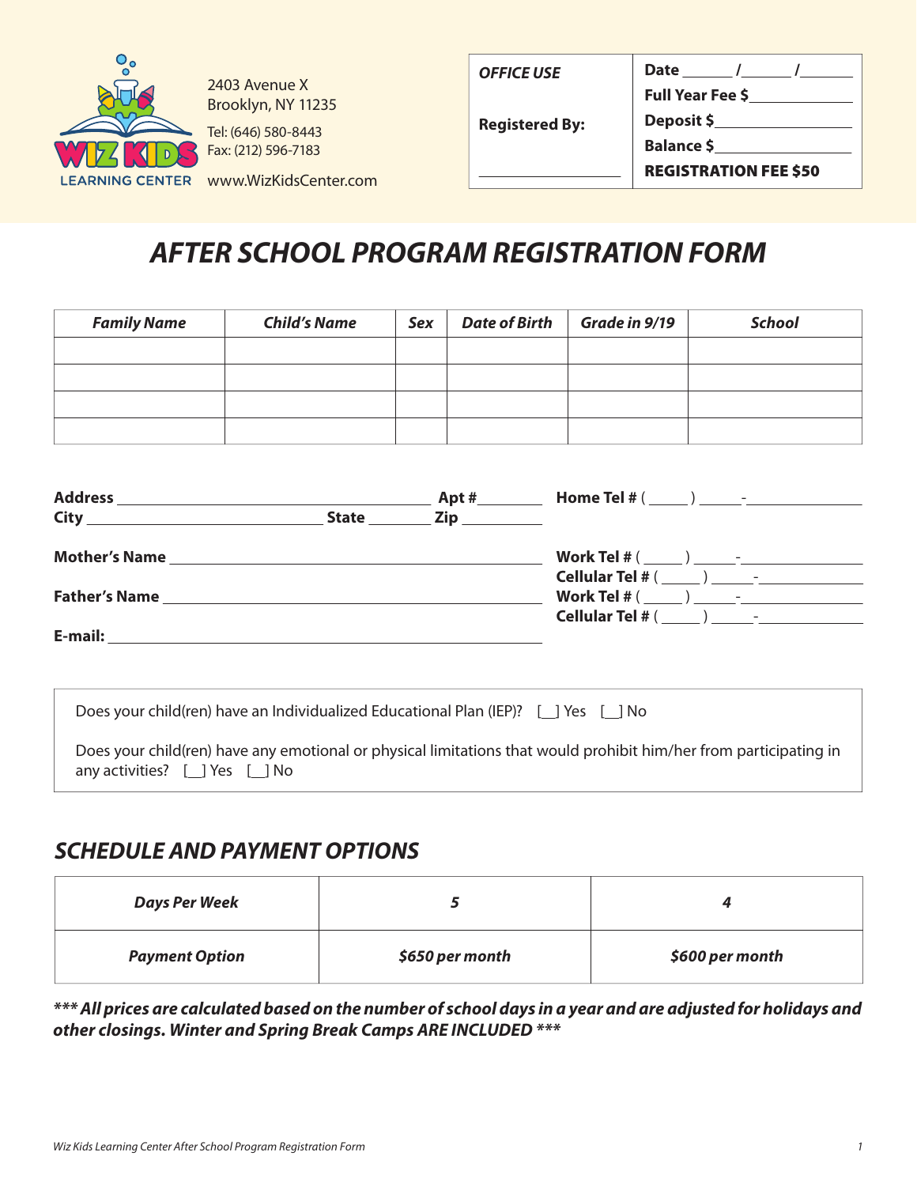**WIZ KIDS LEARNING CENTER**

2403 Avenue X
Brooklyn, NY 11235

Tel: (646) 580-8443
Fax: (212) 596-7183

www.WizKidsCenter.com

| *OFFICE USE* | Date ______ /______ /_______ |
|---|---|
| | Full Year Fee $____________ |
| **Registered By:** | Deposit $_______________ |
| | Balance $_______________ |
| _______________ | **REGISTRATION FEE $50** |

# *AFTER SCHOOL PROGRAM REGISTRATION FORM*

| *Family Name* | *Child's Name* | *Sex* | *Date of Birth* | *Grade in 9/19* | *School* |
|---|---|---|---|---|---|
| | | | | | |
| | | | | | |
| | | | | | |
| | | | | | |

**Address** ________________________________ **Apt #**________ **Home Tel #** ( _____ ) _____-______________

**City** ________________________ **State** _______ **Zip** _________

**Mother's Name** ______________________________________ **Work Tel #** ( _____ ) _____-______________
**Cellular Tel #** ( _____ ) _____-_____________

**Father's Name** ______________________________________ **Work Tel #** ( _____ ) _____-______________
**Cellular Tel #** ( _____ ) _____-_____________

**E-mail:** ____________________________________________

Does your child(ren) have an Individualized Educational Plan (IEP)? [__] Yes [__] No

Does your child(ren) have any emotional or physical limitations that would prohibit him/her from participating in any activities? [__] Yes [__] No

## *SCHEDULE AND PAYMENT OPTIONS*

| *Days Per Week* | *5* | *4* |
|---|---|---|
| *Payment Option* | *$650 per month* | *$600 per month* |

***\*\*\* All prices are calculated based on the number of school days in a year and are adjusted for holidays and other closings. Winter and Spring Break Camps ARE INCLUDED \*\*\****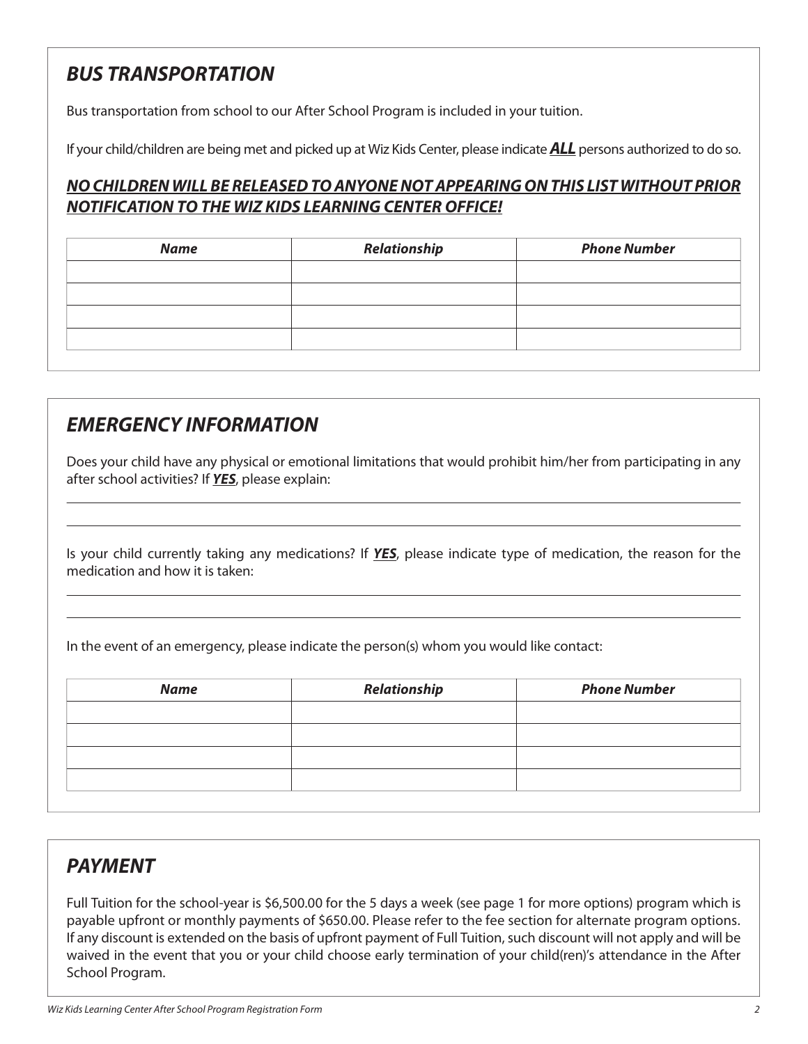## *BUS TRANSPORTATION*

Bus transportation from school to our After School Program is included in your tuition.

If your child/children are being met and picked up at Wiz Kids Center, please indicate ***ALL*** persons authorized to do so.

***NO CHILDREN WILL BE RELEASED TO ANYONE NOT APPEARING ON THIS LIST WITHOUT PRIOR NOTIFICATION TO THE WIZ KIDS LEARNING CENTER OFFICE!***

| *Name* | *Relationship* | *Phone Number* |
|---|---|---|
| | | |
| | | |
| | | |
| | | |

## *EMERGENCY INFORMATION*

Does your child have any physical or emotional limitations that would prohibit him/her from participating in any after school activities? If ***YES***, please explain:

\_\_\_\_\_\_\_\_\_\_\_\_\_\_\_\_\_\_\_\_\_\_\_\_\_\_\_\_\_\_\_\_\_\_\_\_\_\_\_\_\_\_\_\_\_\_\_\_\_\_\_\_\_\_\_\_\_\_\_\_\_\_\_\_\_\_\_\_\_\_\_\_\_\_\_\_

\_\_\_\_\_\_\_\_\_\_\_\_\_\_\_\_\_\_\_\_\_\_\_\_\_\_\_\_\_\_\_\_\_\_\_\_\_\_\_\_\_\_\_\_\_\_\_\_\_\_\_\_\_\_\_\_\_\_\_\_\_\_\_\_\_\_\_\_\_\_\_\_\_\_\_\_

Is your child currently taking any medications? If ***YES***, please indicate type of medication, the reason for the medication and how it is taken:

\_\_\_\_\_\_\_\_\_\_\_\_\_\_\_\_\_\_\_\_\_\_\_\_\_\_\_\_\_\_\_\_\_\_\_\_\_\_\_\_\_\_\_\_\_\_\_\_\_\_\_\_\_\_\_\_\_\_\_\_\_\_\_\_\_\_\_\_\_\_\_\_\_\_\_\_

\_\_\_\_\_\_\_\_\_\_\_\_\_\_\_\_\_\_\_\_\_\_\_\_\_\_\_\_\_\_\_\_\_\_\_\_\_\_\_\_\_\_\_\_\_\_\_\_\_\_\_\_\_\_\_\_\_\_\_\_\_\_\_\_\_\_\_\_\_\_\_\_\_\_\_\_

In the event of an emergency, please indicate the person(s) whom you would like contact:

| *Name* | *Relationship* | *Phone Number* |
|---|---|---|
| | | |
| | | |
| | | |
| | | |

## *PAYMENT*

Full Tuition for the school-year is $6,500.00 for the 5 days a week (see page 1 for more options) program which is payable upfront or monthly payments of $650.00. Please refer to the fee section for alternate program options. If any discount is extended on the basis of upfront payment of Full Tuition, such discount will not apply and will be waived in the event that you or your child choose early termination of your child(ren)'s attendance in the After School Program.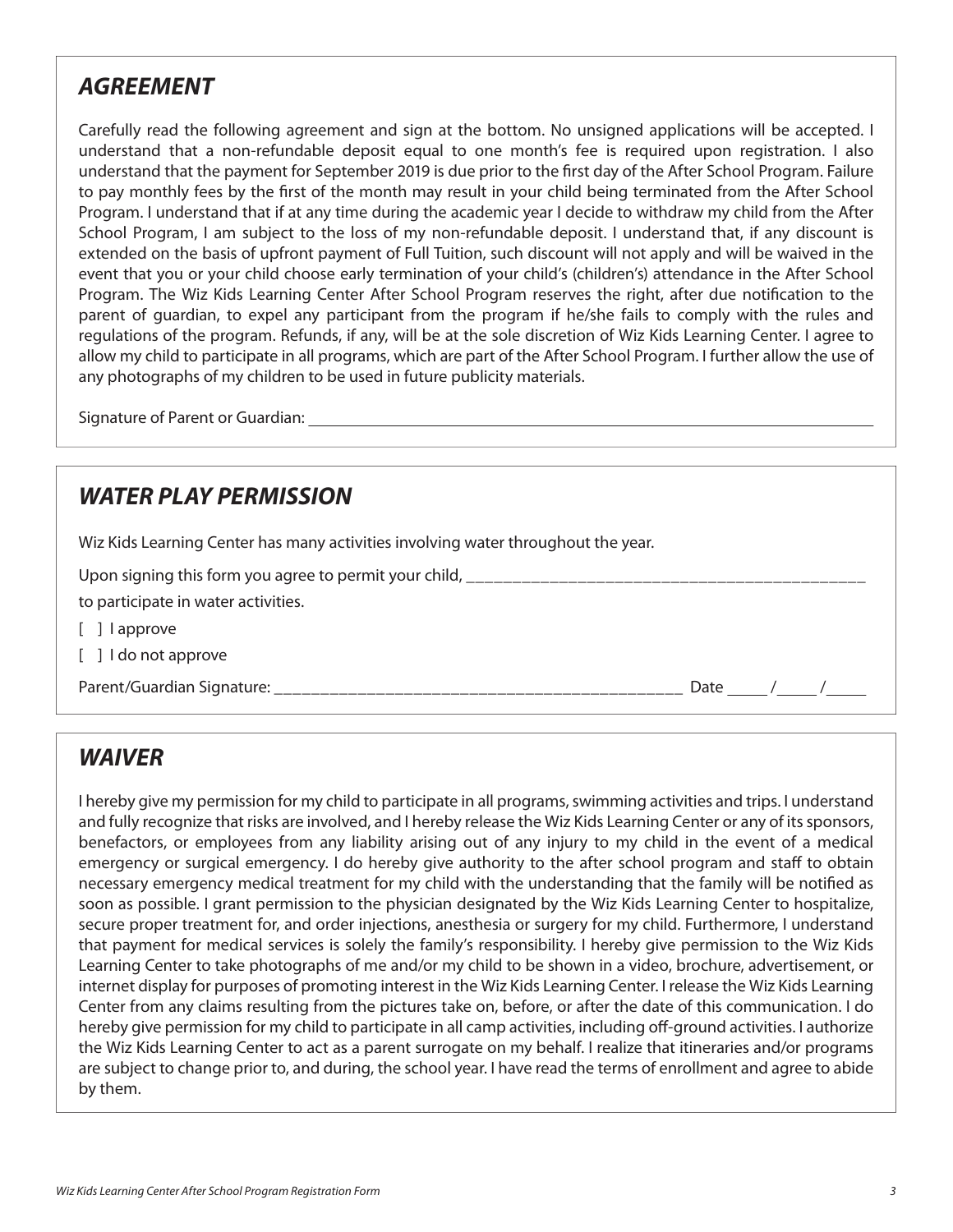## *AGREEMENT*

Carefully read the following agreement and sign at the bottom. No unsigned applications will be accepted. I understand that a non-refundable deposit equal to one month's fee is required upon registration. I also understand that the payment for September 2019 is due prior to the first day of the After School Program. Failure to pay monthly fees by the first of the month may result in your child being terminated from the After School Program. I understand that if at any time during the academic year I decide to withdraw my child from the After School Program, I am subject to the loss of my non-refundable deposit. I understand that, if any discount is extended on the basis of upfront payment of Full Tuition, such discount will not apply and will be waived in the event that you or your child choose early termination of your child's (children's) attendance in the After School Program. The Wiz Kids Learning Center After School Program reserves the right, after due notification to the parent of guardian, to expel any participant from the program if he/she fails to comply with the rules and regulations of the program. Refunds, if any, will be at the sole discretion of Wiz Kids Learning Center. I agree to allow my child to participate in all programs, which are part of the After School Program. I further allow the use of any photographs of my children to be used in future publicity materials.

Signature of Parent or Guardian: ______________________________________________

## *WATER PLAY PERMISSION*

Wiz Kids Learning Center has many activities involving water throughout the year.

Upon signing this form you agree to permit your child, ____________________________________________

to participate in water activities.

[ ] I approve

[ ] I do not approve

Parent/Guardian Signature: _______________________________________________ Date _____ /_____ /_____

## *WAIVER*

I hereby give my permission for my child to participate in all programs, swimming activities and trips. I understand and fully recognize that risks are involved, and I hereby release the Wiz Kids Learning Center or any of its sponsors, benefactors, or employees from any liability arising out of any injury to my child in the event of a medical emergency or surgical emergency. I do hereby give authority to the after school program and staff to obtain necessary emergency medical treatment for my child with the understanding that the family will be notified as soon as possible. I grant permission to the physician designated by the Wiz Kids Learning Center to hospitalize, secure proper treatment for, and order injections, anesthesia or surgery for my child. Furthermore, I understand that payment for medical services is solely the family's responsibility. I hereby give permission to the Wiz Kids Learning Center to take photographs of me and/or my child to be shown in a video, brochure, advertisement, or internet display for purposes of promoting interest in the Wiz Kids Learning Center. I release the Wiz Kids Learning Center from any claims resulting from the pictures take on, before, or after the date of this communication. I do hereby give permission for my child to participate in all camp activities, including off-ground activities. I authorize the Wiz Kids Learning Center to act as a parent surrogate on my behalf. I realize that itineraries and/or programs are subject to change prior to, and during, the school year. I have read the terms of enrollment and agree to abide by them.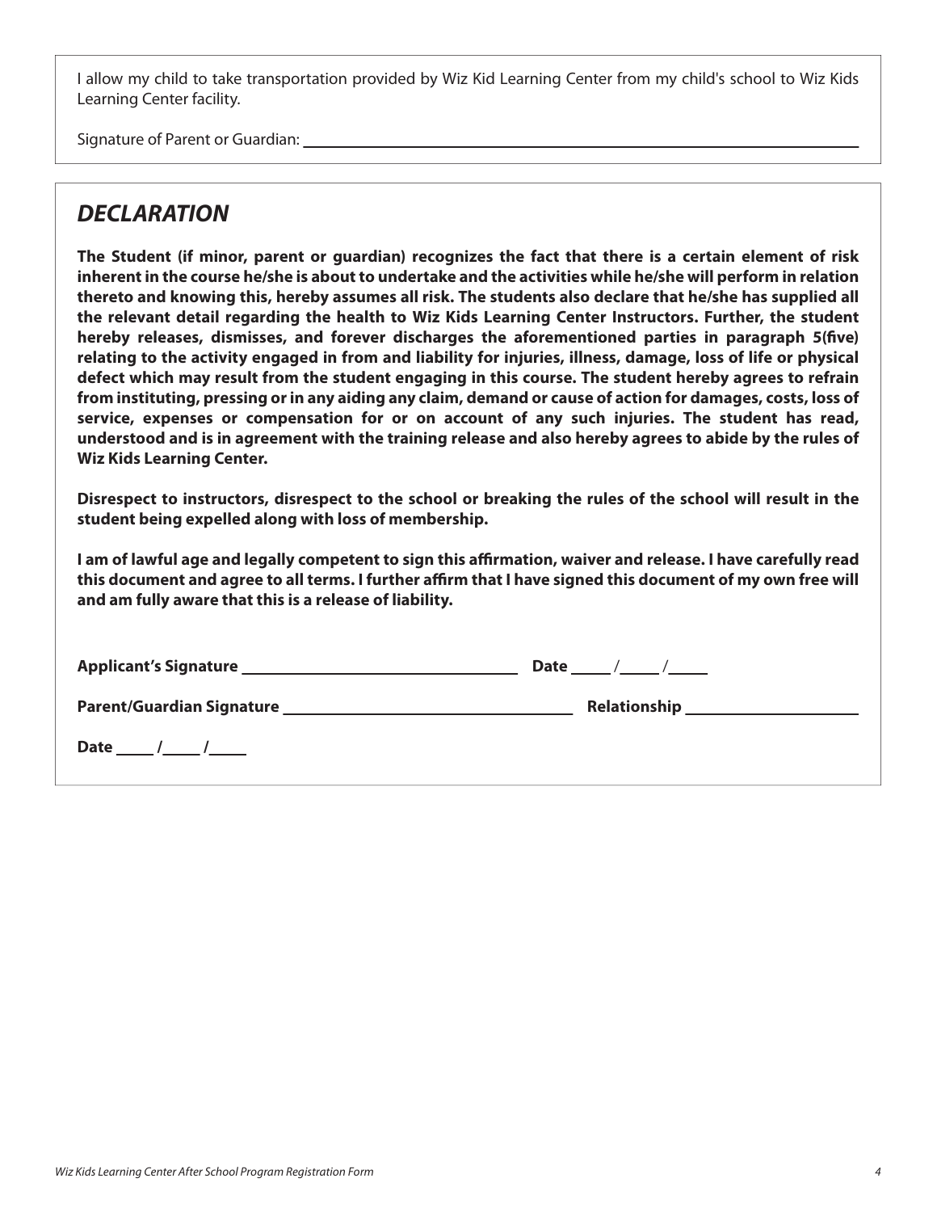I allow my child to take transportation provided by Wiz Kid Learning Center from my child's school to Wiz Kids Learning Center facility.

Signature of Parent or Guardian: ______________________________________________

## *DECLARATION*

**The Student (if minor, parent or guardian) recognizes the fact that there is a certain element of risk inherent in the course he/she is about to undertake and the activities while he/she will perform in relation thereto and knowing this, hereby assumes all risk. The students also declare that he/she has supplied all the relevant detail regarding the health to Wiz Kids Learning Center Instructors. Further, the student hereby releases, dismisses, and forever discharges the aforementioned parties in paragraph 5(five) relating to the activity engaged in from and liability for injuries, illness, damage, loss of life or physical defect which may result from the student engaging in this course. The student hereby agrees to refrain from instituting, pressing or in any aiding any claim, demand or cause of action for damages, costs, loss of service, expenses or compensation for or on account of any such injuries. The student has read, understood and is in agreement with the training release and also hereby agrees to abide by the rules of Wiz Kids Learning Center.**

**Disrespect to instructors, disrespect to the school or breaking the rules of the school will result in the student being expelled along with loss of membership.**

**I am of lawful age and legally competent to sign this affirmation, waiver and release. I have carefully read this document and agree to all terms. I further affirm that I have signed this document of my own free will and am fully aware that this is a release of liability.**

**Applicant's Signature** ______________________ **Date** _____/_____/_____

**Parent/Guardian Signature** ______________________ **Relationship** ______________

**Date** _____/_____/_____